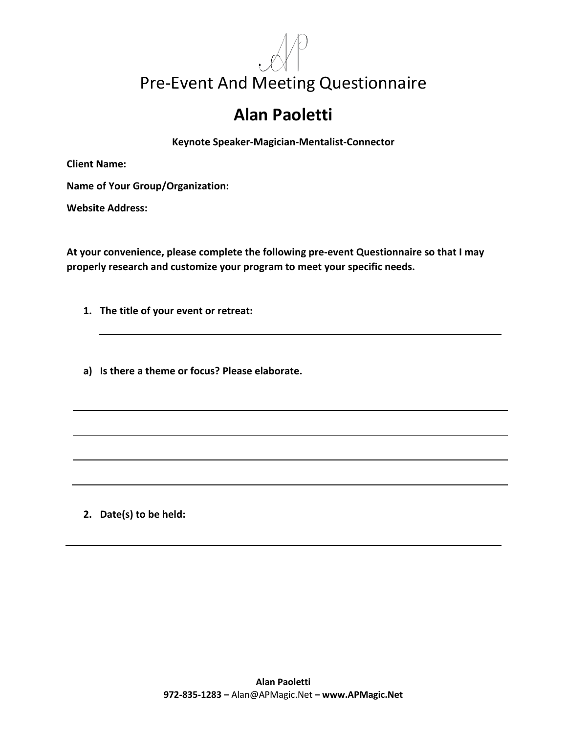# Pre-Event And Meeting Questionnaire

## Alan Paoletti

**Keynote Speaker-Magician-Mentalist-Connector**

**Client Name:**

**Name of Your Group/Organization:**

**Website Address:**

**At your convenience, please complete the following pre-event Questionnaire so that I may properly research and customize your program to meet your specific needs.**

1. **The title of your event or retreat:**

   ______________________________________________

   a) **Is there a theme or focus? Please elaborate.**

   ______________________________________________

   ______________________________________________

   ______________________________________________

   ______________________________________________

2. **Date(s) to be held:**

   ______________________________________________

**Alan Paoletti**
**972-835-1283 –** Alan@APMagic.Net **– www.APMagic.Net**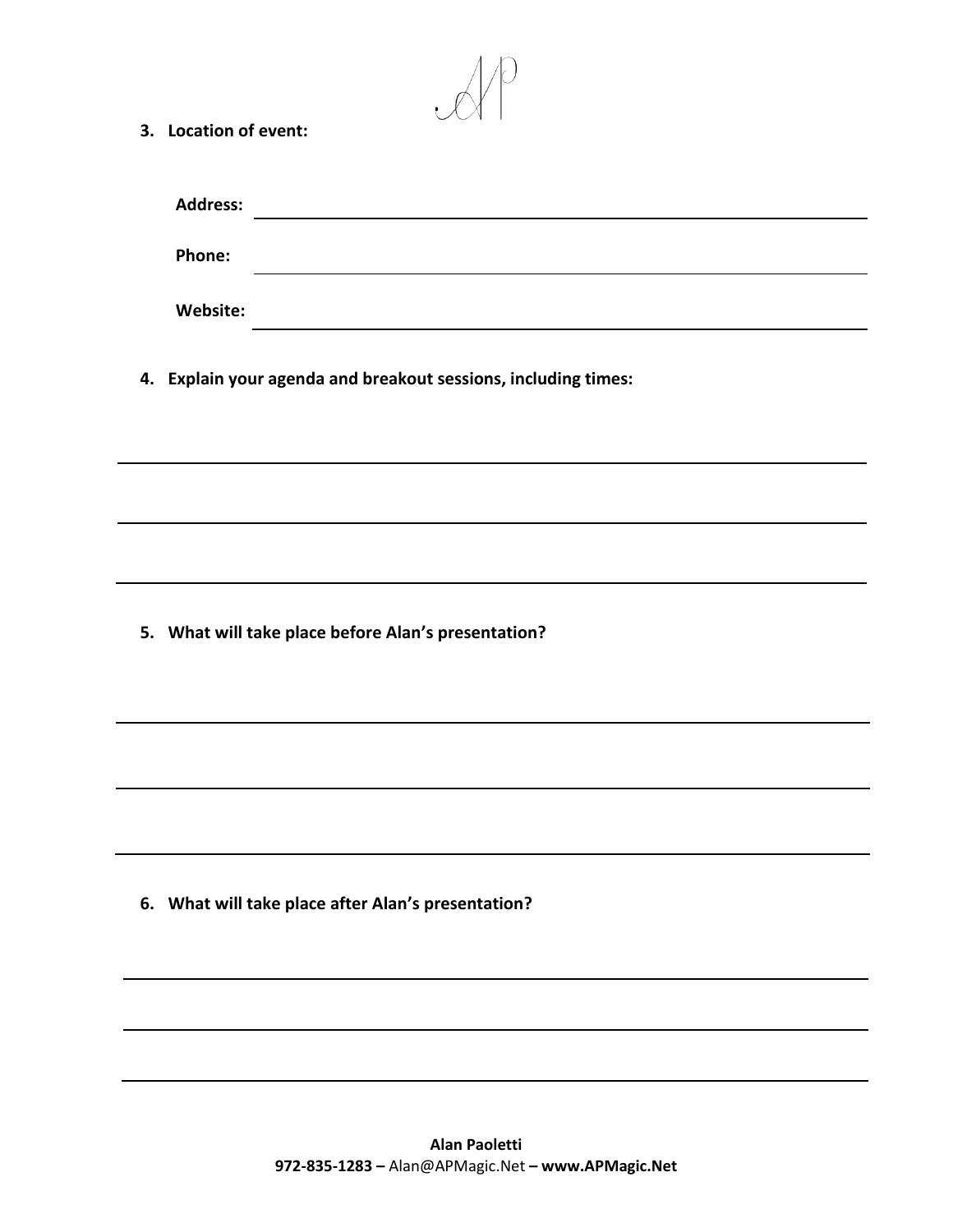3. **Location of event:**

   **Address:** ______________________________________________

   **Phone:** ______________________________________________

   **Website:** ______________________________________________

4. **Explain your agenda and breakout sessions, including times:**

______________________________________________

______________________________________________

______________________________________________

5. **What will take place before Alan's presentation?**

______________________________________________

______________________________________________

______________________________________________

6. **What will take place after Alan's presentation?**

______________________________________________

______________________________________________

______________________________________________

**Alan Paoletti**
**972-835-1283 –** Alan@APMagic.Net **– www.APMagic.Net**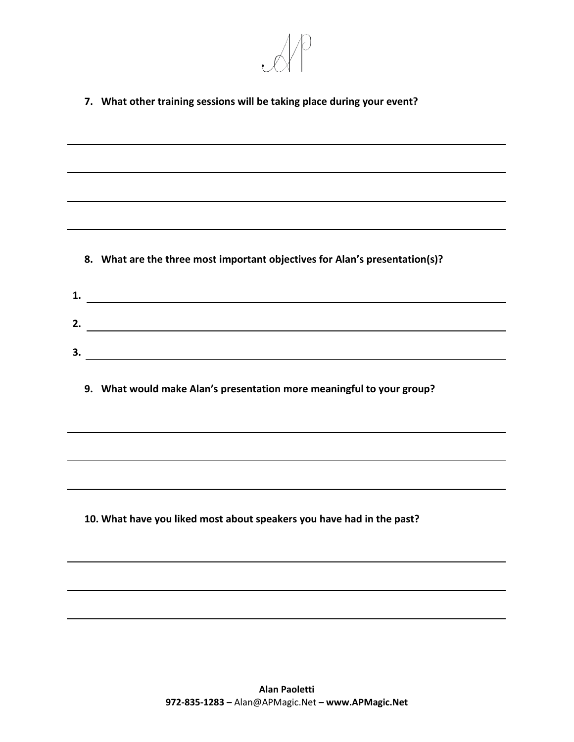**7. What other training sessions will be taking place during your event?**

**8. What are the three most important objectives for Alan's presentation(s)?**

**1.**

**2.**

**3.**

**9. What would make Alan's presentation more meaningful to your group?**

**10. What have you liked most about speakers you have had in the past?**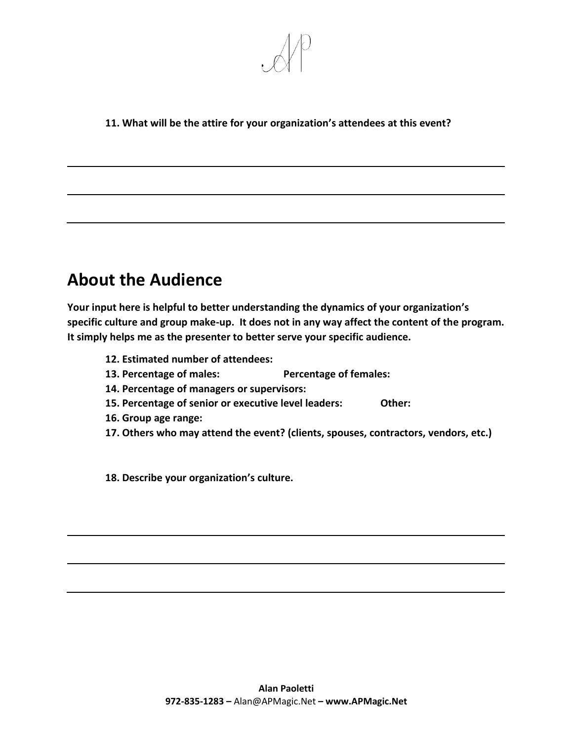**11. What will be the attire for your organization's attendees at this event?**

## About the Audience

**Your input here is helpful to better understanding the dynamics of your organization's specific culture and group make-up. It does not in any way affect the content of the program. It simply helps me as the presenter to better serve your specific audience.**

**12. Estimated number of attendees:**

**13. Percentage of males: Percentage of females:**

**14. Percentage of managers or supervisors:**

**15. Percentage of senior or executive level leaders: Other:**

**16. Group age range:**

**17. Others who may attend the event? (clients, spouses, contractors, vendors, etc.)**

**18. Describe your organization's culture.**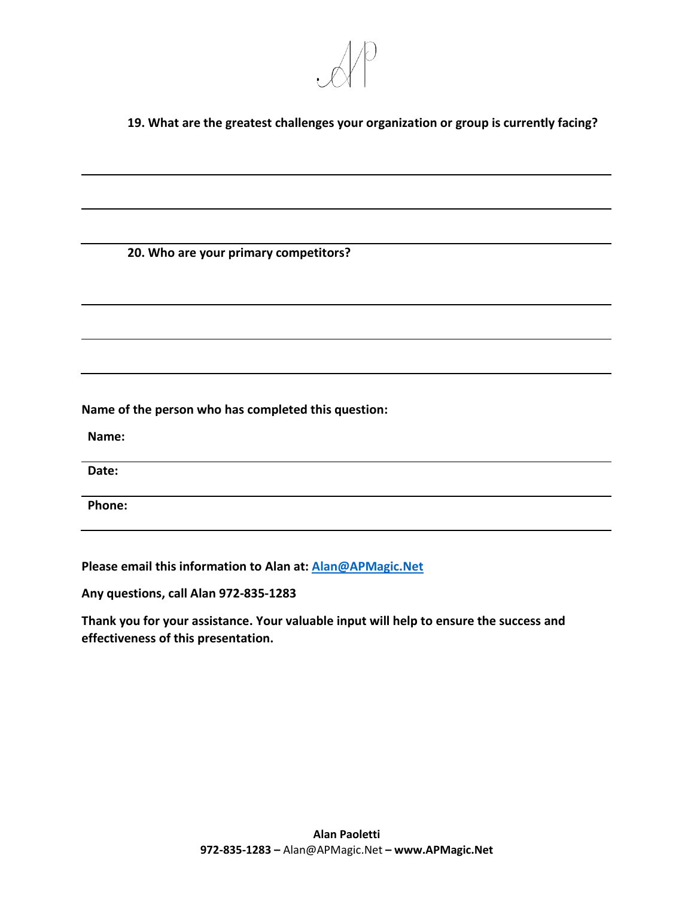**19. What are the greatest challenges your organization or group is currently facing?**

**20. Who are your primary competitors?**

**Name of the person who has completed this question:**

**Name:**

**Date:**

**Phone:**

**Please email this information to Alan at: Alan@APMagic.Net**

**Any questions, call Alan 972-835-1283**

**Thank you for your assistance. Your valuable input will help to ensure the success and effectiveness of this presentation.**